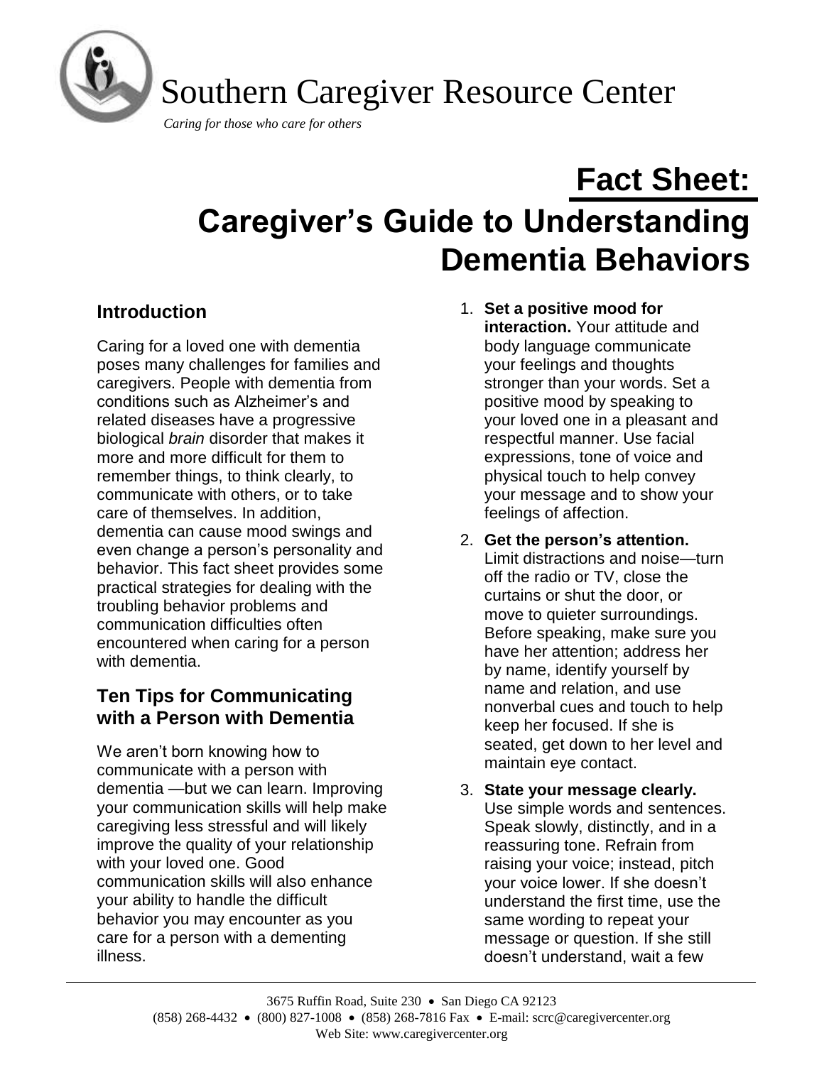# Southern Caregiver Resource Center

*Caring for those who care for others*

# Fact Sheet: Caregiver's Guide to Understanding Dementia Behaviors

## Introduction

Caring for a loved one with dementia poses many challenges for families and caregivers. People with dementia from conditions such as Alzheimer's and related diseases have a progressive biological *brain* disorder that makes it more and more difficult for them to remember things, to think clearly, to communicate with others, or to take care of themselves. In addition, dementia can cause mood swings and even change a person's personality and behavior. This fact sheet provides some practical strategies for dealing with the troubling behavior problems and communication difficulties often encountered when caring for a person with dementia.

## Ten Tips for Communicating with a Person with Dementia

We aren't born knowing how to communicate with a person with dementia —but we can learn. Improving your communication skills will help make caregiving less stressful and will likely improve the quality of your relationship with your loved one. Good communication skills will also enhance your ability to handle the difficult behavior you may encounter as you care for a person with a dementing illness.

1. **Set a positive mood for interaction.** Your attitude and body language communicate your feelings and thoughts stronger than your words. Set a positive mood by speaking to your loved one in a pleasant and respectful manner. Use facial expressions, tone of voice and physical touch to help convey your message and to show your feelings of affection.
2. **Get the person's attention.** Limit distractions and noise—turn off the radio or TV, close the curtains or shut the door, or move to quieter surroundings. Before speaking, make sure you have her attention; address her by name, identify yourself by name and relation, and use nonverbal cues and touch to help keep her focused. If she is seated, get down to her level and maintain eye contact.
3. **State your message clearly.** Use simple words and sentences. Speak slowly, distinctly, and in a reassuring tone. Refrain from raising your voice; instead, pitch your voice lower. If she doesn't understand the first time, use the same wording to repeat your message or question. If she still doesn't understand, wait a few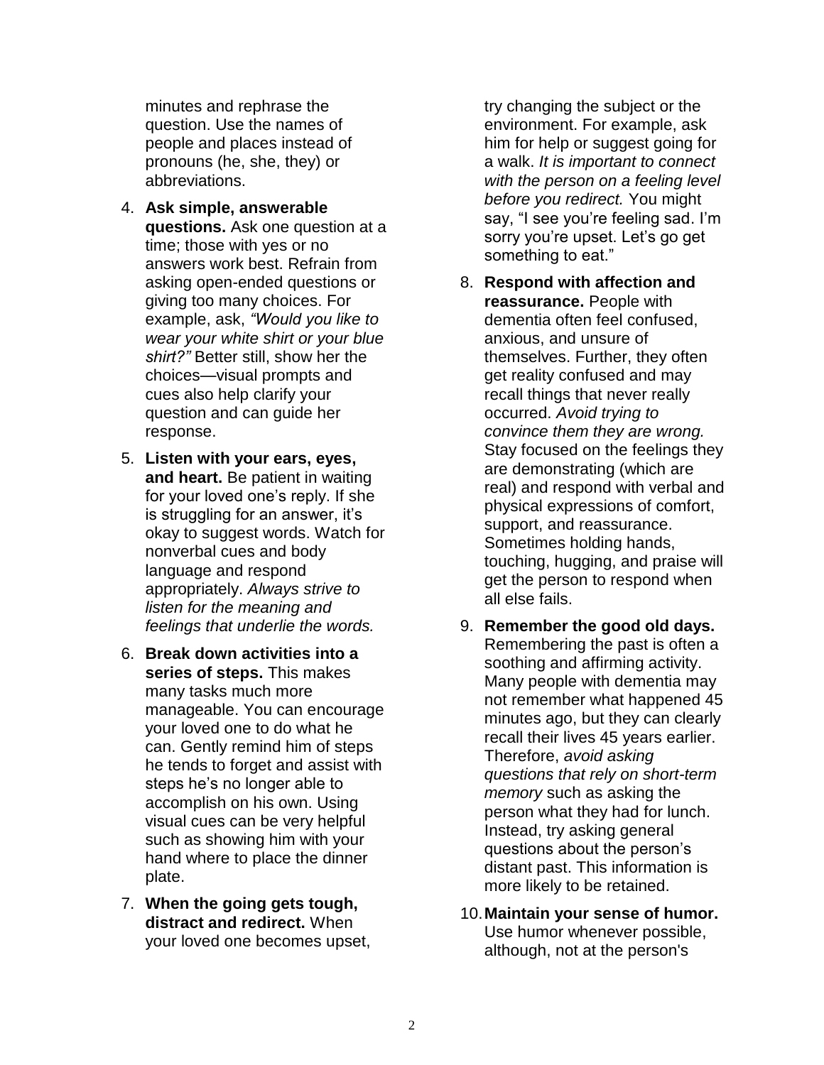minutes and rephrase the question. Use the names of people and places instead of pronouns (he, she, they) or abbreviations.

4. **Ask simple, answerable questions.** Ask one question at a time; those with yes or no answers work best. Refrain from asking open-ended questions or giving too many choices. For example, ask, *"Would you like to wear your white shirt or your blue shirt?"* Better still, show her the choices—visual prompts and cues also help clarify your question and can guide her response.

5. **Listen with your ears, eyes, and heart.** Be patient in waiting for your loved one's reply. If she is struggling for an answer, it's okay to suggest words. Watch for nonverbal cues and body language and respond appropriately. *Always strive to listen for the meaning and feelings that underlie the words.*

6. **Break down activities into a series of steps.** This makes many tasks much more manageable. You can encourage your loved one to do what he can. Gently remind him of steps he tends to forget and assist with steps he's no longer able to accomplish on his own. Using visual cues can be very helpful such as showing him with your hand where to place the dinner plate.

7. **When the going gets tough, distract and redirect.** When your loved one becomes upset, try changing the subject or the environment. For example, ask him for help or suggest going for a walk. *It is important to connect with the person on a feeling level before you redirect.* You might say, "I see you're feeling sad. I'm sorry you're upset. Let's go get something to eat."

8. **Respond with affection and reassurance.** People with dementia often feel confused, anxious, and unsure of themselves. Further, they often get reality confused and may recall things that never really occurred. *Avoid trying to convince them they are wrong.* Stay focused on the feelings they are demonstrating (which are real) and respond with verbal and physical expressions of comfort, support, and reassurance. Sometimes holding hands, touching, hugging, and praise will get the person to respond when all else fails.

9. **Remember the good old days.** Remembering the past is often a soothing and affirming activity. Many people with dementia may not remember what happened 45 minutes ago, but they can clearly recall their lives 45 years earlier. Therefore, *avoid asking questions that rely on short-term memory* such as asking the person what they had for lunch. Instead, try asking general questions about the person's distant past. This information is more likely to be retained.

10. **Maintain your sense of humor.** Use humor whenever possible, although, not at the person's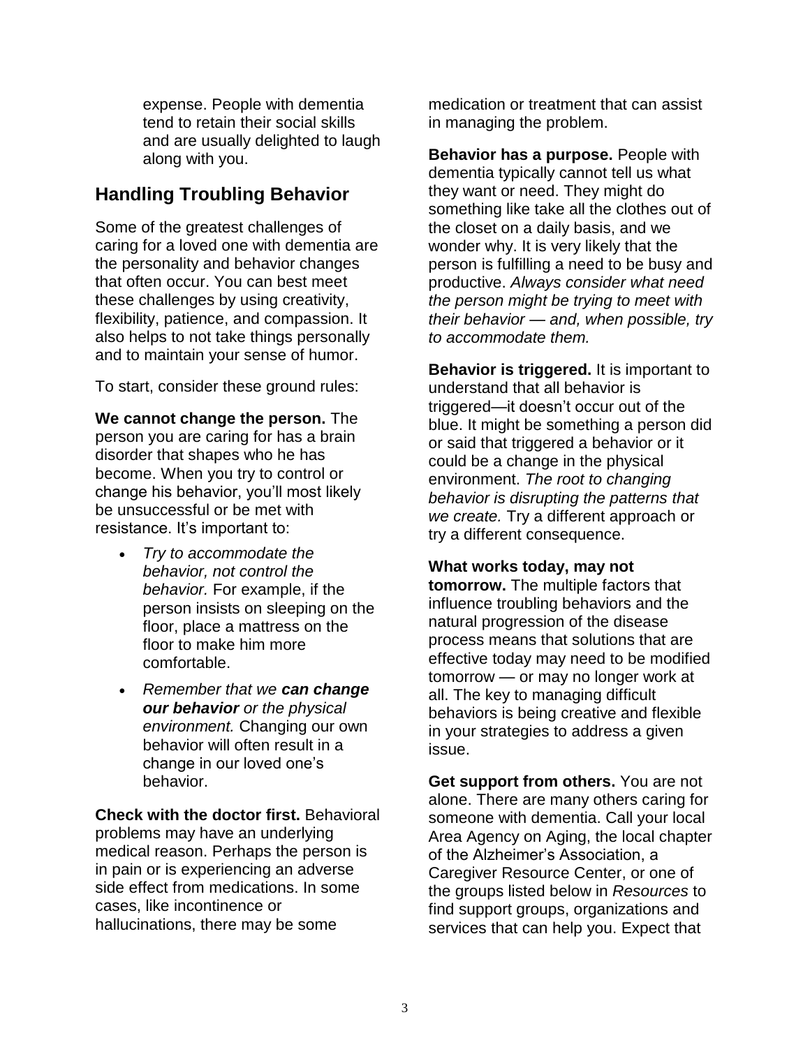expense. People with dementia tend to retain their social skills and are usually delighted to laugh along with you.

## Handling Troubling Behavior

Some of the greatest challenges of caring for a loved one with dementia are the personality and behavior changes that often occur. You can best meet these challenges by using creativity, flexibility, patience, and compassion. It also helps to not take things personally and to maintain your sense of humor.

To start, consider these ground rules:

**We cannot change the person.** The person you are caring for has a brain disorder that shapes who he has become. When you try to control or change his behavior, you'll most likely be unsuccessful or be met with resistance. It's important to:

- *Try to accommodate the behavior, not control the behavior.* For example, if the person insists on sleeping on the floor, place a mattress on the floor to make him more comfortable.
- *Remember that we **can change our behavior** or the physical environment.* Changing our own behavior will often result in a change in our loved one's behavior.

**Check with the doctor first.** Behavioral problems may have an underlying medical reason. Perhaps the person is in pain or is experiencing an adverse side effect from medications. In some cases, like incontinence or hallucinations, there may be some medication or treatment that can assist in managing the problem.

**Behavior has a purpose.** People with dementia typically cannot tell us what they want or need. They might do something like take all the clothes out of the closet on a daily basis, and we wonder why. It is very likely that the person is fulfilling a need to be busy and productive. *Always consider what need the person might be trying to meet with their behavior — and, when possible, try to accommodate them.*

**Behavior is triggered.** It is important to understand that all behavior is triggered—it doesn't occur out of the blue. It might be something a person did or said that triggered a behavior or it could be a change in the physical environment. *The root to changing behavior is disrupting the patterns that we create.* Try a different approach or try a different consequence.

**What works today, may not tomorrow.** The multiple factors that influence troubling behaviors and the natural progression of the disease process means that solutions that are effective today may need to be modified tomorrow — or may no longer work at all. The key to managing difficult behaviors is being creative and flexible in your strategies to address a given issue.

**Get support from others.** You are not alone. There are many others caring for someone with dementia. Call your local Area Agency on Aging, the local chapter of the Alzheimer's Association, a Caregiver Resource Center, or one of the groups listed below in *Resources* to find support groups, organizations and services that can help you. Expect that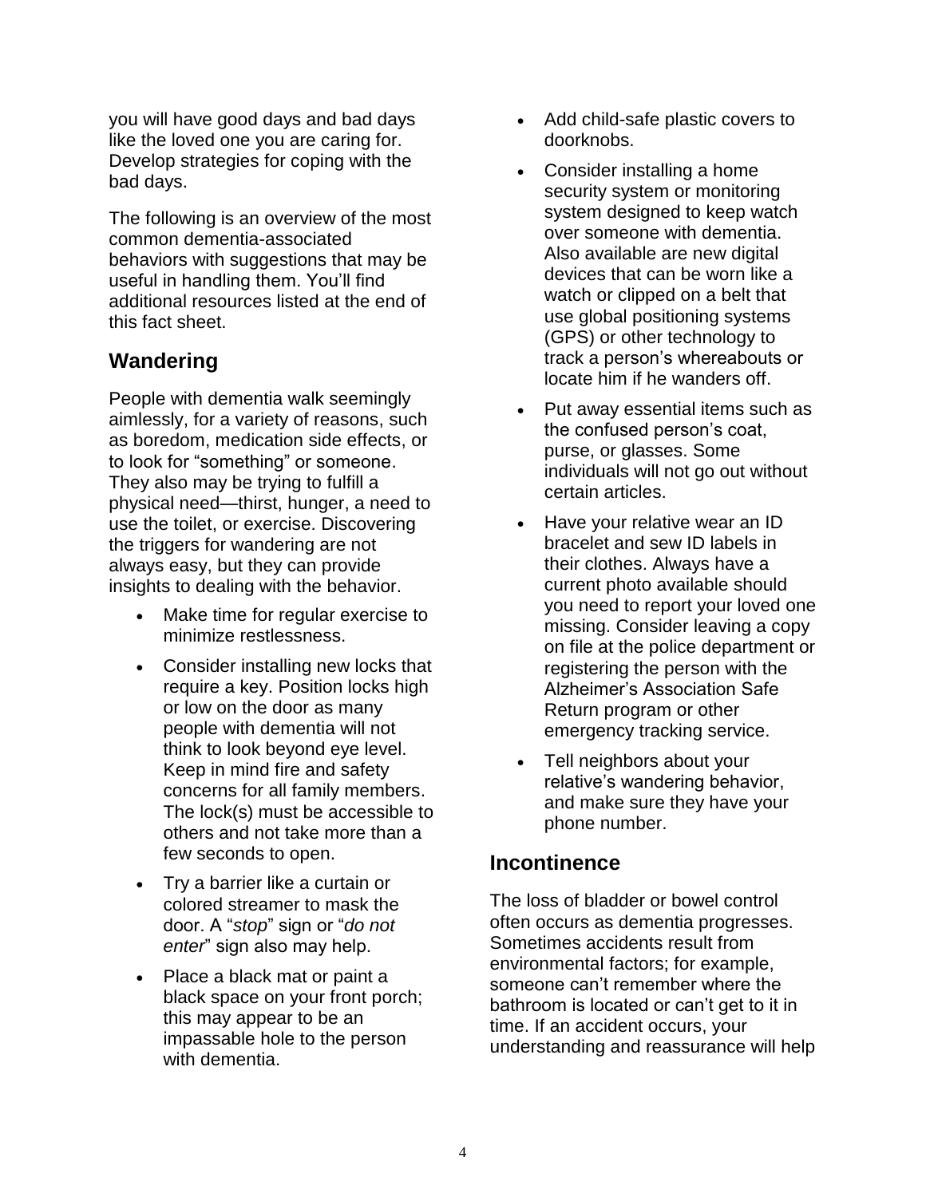you will have good days and bad days like the loved one you are caring for. Develop strategies for coping with the bad days.

The following is an overview of the most common dementia-associated behaviors with suggestions that may be useful in handling them. You'll find additional resources listed at the end of this fact sheet.

## Wandering

People with dementia walk seemingly aimlessly, for a variety of reasons, such as boredom, medication side effects, or to look for "something" or someone. They also may be trying to fulfill a physical need—thirst, hunger, a need to use the toilet, or exercise. Discovering the triggers for wandering are not always easy, but they can provide insights to dealing with the behavior.

- Make time for regular exercise to minimize restlessness.
- Consider installing new locks that require a key. Position locks high or low on the door as many people with dementia will not think to look beyond eye level. Keep in mind fire and safety concerns for all family members. The lock(s) must be accessible to others and not take more than a few seconds to open.
- Try a barrier like a curtain or colored streamer to mask the door. A "*stop*" sign or "*do not enter*" sign also may help.
- Place a black mat or paint a black space on your front porch; this may appear to be an impassable hole to the person with dementia.
- Add child-safe plastic covers to doorknobs.
- Consider installing a home security system or monitoring system designed to keep watch over someone with dementia. Also available are new digital devices that can be worn like a watch or clipped on a belt that use global positioning systems (GPS) or other technology to track a person's whereabouts or locate him if he wanders off.
- Put away essential items such as the confused person's coat, purse, or glasses. Some individuals will not go out without certain articles.
- Have your relative wear an ID bracelet and sew ID labels in their clothes. Always have a current photo available should you need to report your loved one missing. Consider leaving a copy on file at the police department or registering the person with the Alzheimer's Association Safe Return program or other emergency tracking service.
- Tell neighbors about your relative's wandering behavior, and make sure they have your phone number.

## Incontinence

The loss of bladder or bowel control often occurs as dementia progresses. Sometimes accidents result from environmental factors; for example, someone can't remember where the bathroom is located or can't get to it in time. If an accident occurs, your understanding and reassurance will help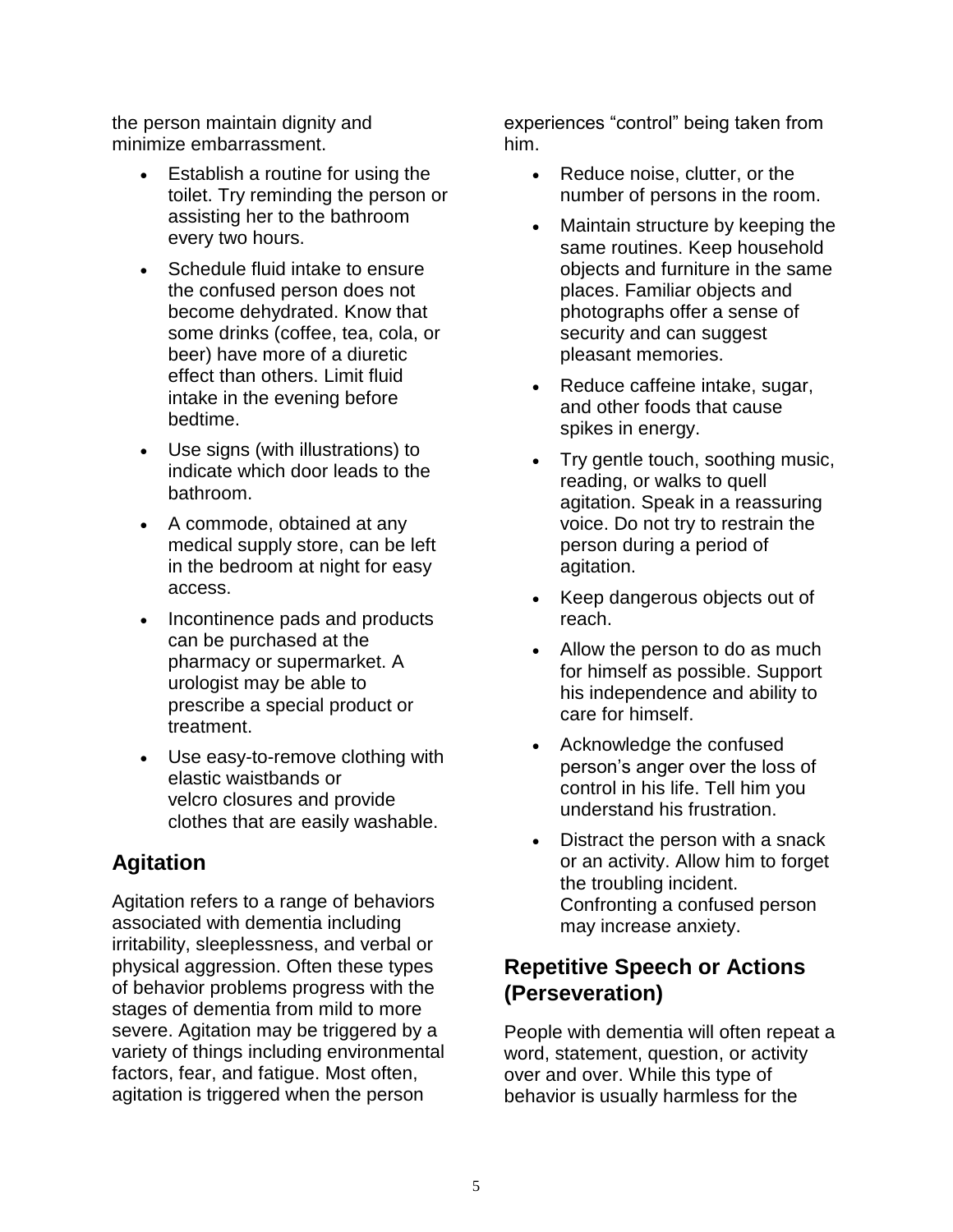the person maintain dignity and minimize embarrassment.

- Establish a routine for using the toilet. Try reminding the person or assisting her to the bathroom every two hours.
- Schedule fluid intake to ensure the confused person does not become dehydrated. Know that some drinks (coffee, tea, cola, or beer) have more of a diuretic effect than others. Limit fluid intake in the evening before bedtime.
- Use signs (with illustrations) to indicate which door leads to the bathroom.
- A commode, obtained at any medical supply store, can be left in the bedroom at night for easy access.
- Incontinence pads and products can be purchased at the pharmacy or supermarket. A urologist may be able to prescribe a special product or treatment.
- Use easy-to-remove clothing with elastic waistbands or velcro closures and provide clothes that are easily washable.

## Agitation

Agitation refers to a range of behaviors associated with dementia including irritability, sleeplessness, and verbal or physical aggression. Often these types of behavior problems progress with the stages of dementia from mild to more severe. Agitation may be triggered by a variety of things including environmental factors, fear, and fatigue. Most often, agitation is triggered when the person experiences "control" being taken from him.

- Reduce noise, clutter, or the number of persons in the room.
- Maintain structure by keeping the same routines. Keep household objects and furniture in the same places. Familiar objects and photographs offer a sense of security and can suggest pleasant memories.
- Reduce caffeine intake, sugar, and other foods that cause spikes in energy.
- Try gentle touch, soothing music, reading, or walks to quell agitation. Speak in a reassuring voice. Do not try to restrain the person during a period of agitation.
- Keep dangerous objects out of reach.
- Allow the person to do as much for himself as possible. Support his independence and ability to care for himself.
- Acknowledge the confused person's anger over the loss of control in his life. Tell him you understand his frustration.
- Distract the person with a snack or an activity. Allow him to forget the troubling incident. Confronting a confused person may increase anxiety.

## Repetitive Speech or Actions (Perseveration)

People with dementia will often repeat a word, statement, question, or activity over and over. While this type of behavior is usually harmless for the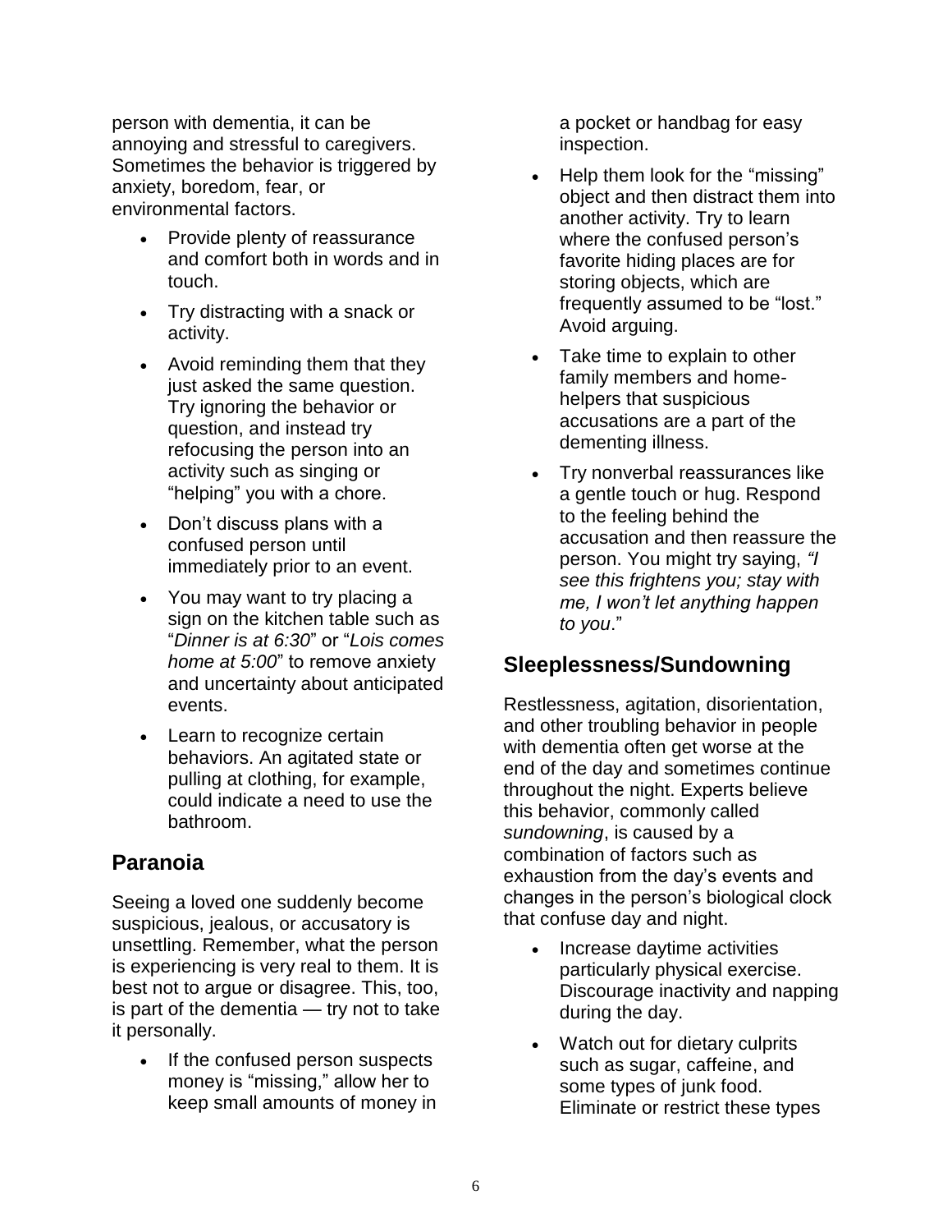person with dementia, it can be annoying and stressful to caregivers. Sometimes the behavior is triggered by anxiety, boredom, fear, or environmental factors.

- Provide plenty of reassurance and comfort both in words and in touch.
- Try distracting with a snack or activity.
- Avoid reminding them that they just asked the same question. Try ignoring the behavior or question, and instead try refocusing the person into an activity such as singing or "helping" you with a chore.
- Don't discuss plans with a confused person until immediately prior to an event.
- You may want to try placing a sign on the kitchen table such as "*Dinner is at 6:30*" or "*Lois comes home at 5:00*" to remove anxiety and uncertainty about anticipated events.
- Learn to recognize certain behaviors. An agitated state or pulling at clothing, for example, could indicate a need to use the bathroom.

## Paranoia

Seeing a loved one suddenly become suspicious, jealous, or accusatory is unsettling. Remember, what the person is experiencing is very real to them. It is best not to argue or disagree. This, too, is part of the dementia — try not to take it personally.

- If the confused person suspects money is "missing," allow her to keep small amounts of money in a pocket or handbag for easy inspection.
- Help them look for the "missing" object and then distract them into another activity. Try to learn where the confused person's favorite hiding places are for storing objects, which are frequently assumed to be "lost." Avoid arguing.
- Take time to explain to other family members and home-helpers that suspicious accusations are a part of the dementing illness.
- Try nonverbal reassurances like a gentle touch or hug. Respond to the feeling behind the accusation and then reassure the person. You might try saying, *"I see this frightens you; stay with me, I won't let anything happen to you*."

## Sleeplessness/Sundowning

Restlessness, agitation, disorientation, and other troubling behavior in people with dementia often get worse at the end of the day and sometimes continue throughout the night. Experts believe this behavior, commonly called *sundowning*, is caused by a combination of factors such as exhaustion from the day's events and changes in the person's biological clock that confuse day and night.

- Increase daytime activities particularly physical exercise. Discourage inactivity and napping during the day.
- Watch out for dietary culprits such as sugar, caffeine, and some types of junk food. Eliminate or restrict these types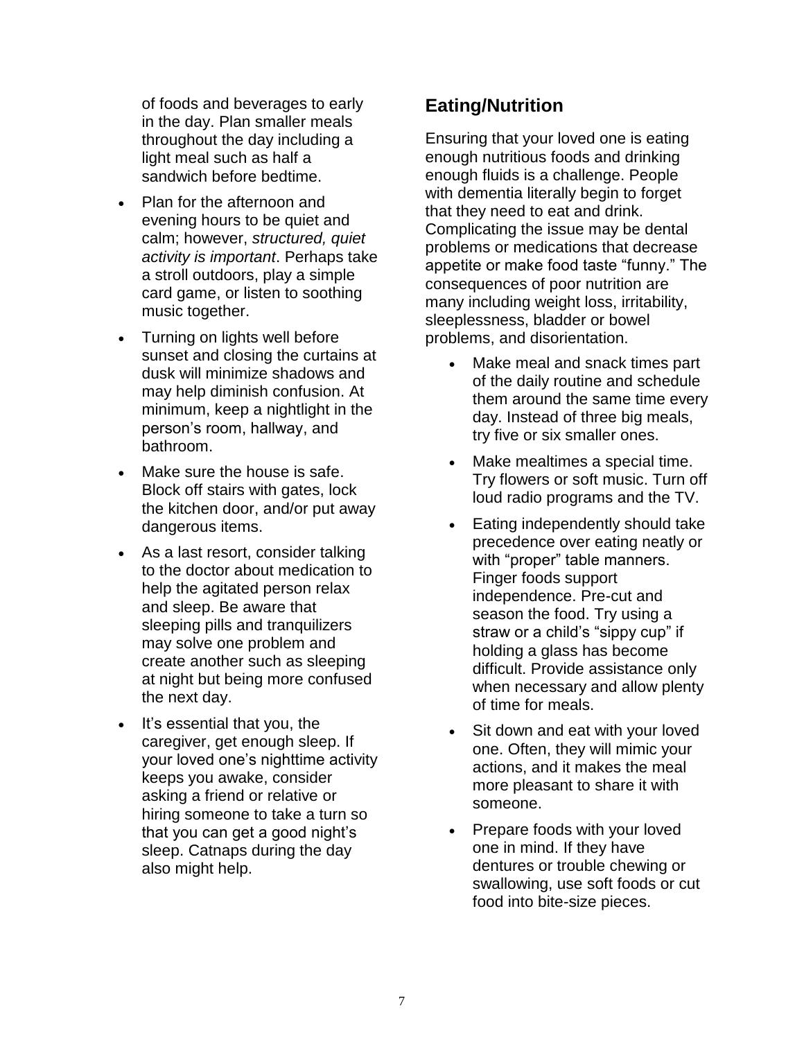of foods and beverages to early in the day. Plan smaller meals throughout the day including a light meal such as half a sandwich before bedtime.

- Plan for the afternoon and evening hours to be quiet and calm; however, *structured, quiet activity is important*. Perhaps take a stroll outdoors, play a simple card game, or listen to soothing music together.
- Turning on lights well before sunset and closing the curtains at dusk will minimize shadows and may help diminish confusion. At minimum, keep a nightlight in the person's room, hallway, and bathroom.
- Make sure the house is safe. Block off stairs with gates, lock the kitchen door, and/or put away dangerous items.
- As a last resort, consider talking to the doctor about medication to help the agitated person relax and sleep. Be aware that sleeping pills and tranquilizers may solve one problem and create another such as sleeping at night but being more confused the next day.
- It's essential that you, the caregiver, get enough sleep. If your loved one's nighttime activity keeps you awake, consider asking a friend or relative or hiring someone to take a turn so that you can get a good night's sleep. Catnaps during the day also might help.

## Eating/Nutrition

Ensuring that your loved one is eating enough nutritious foods and drinking enough fluids is a challenge. People with dementia literally begin to forget that they need to eat and drink. Complicating the issue may be dental problems or medications that decrease appetite or make food taste "funny." The consequences of poor nutrition are many including weight loss, irritability, sleeplessness, bladder or bowel problems, and disorientation.

- Make meal and snack times part of the daily routine and schedule them around the same time every day. Instead of three big meals, try five or six smaller ones.
- Make mealtimes a special time. Try flowers or soft music. Turn off loud radio programs and the TV.
- Eating independently should take precedence over eating neatly or with "proper" table manners. Finger foods support independence. Pre-cut and season the food. Try using a straw or a child's "sippy cup" if holding a glass has become difficult. Provide assistance only when necessary and allow plenty of time for meals.
- Sit down and eat with your loved one. Often, they will mimic your actions, and it makes the meal more pleasant to share it with someone.
- Prepare foods with your loved one in mind. If they have dentures or trouble chewing or swallowing, use soft foods or cut food into bite-size pieces.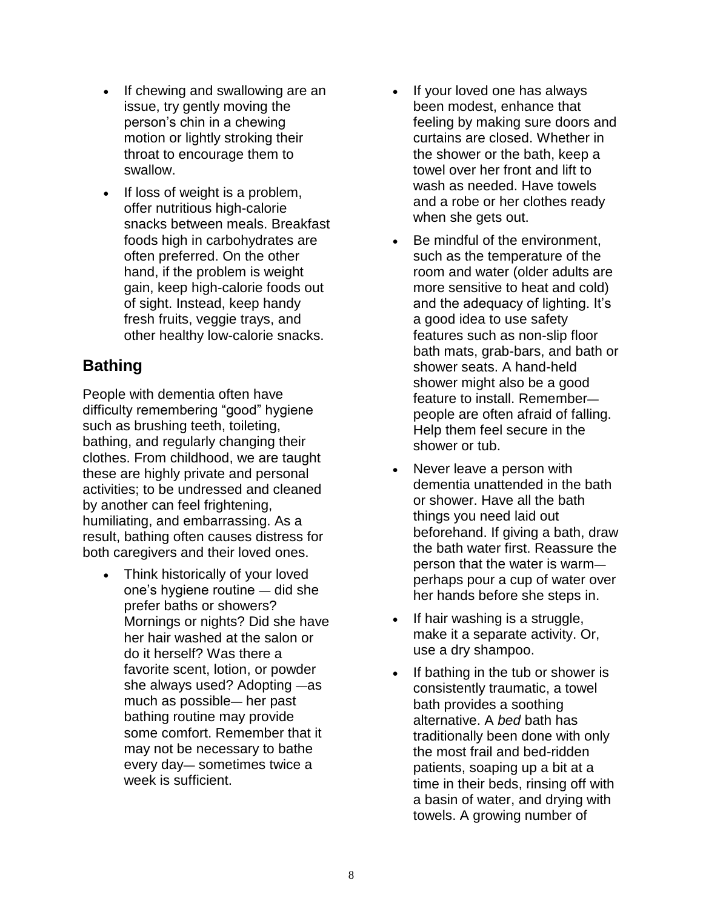- If chewing and swallowing are an issue, try gently moving the person's chin in a chewing motion or lightly stroking their throat to encourage them to swallow.
- If loss of weight is a problem, offer nutritious high-calorie snacks between meals. Breakfast foods high in carbohydrates are often preferred. On the other hand, if the problem is weight gain, keep high-calorie foods out of sight. Instead, keep handy fresh fruits, veggie trays, and other healthy low-calorie snacks.

## Bathing

People with dementia often have difficulty remembering "good" hygiene such as brushing teeth, toileting, bathing, and regularly changing their clothes. From childhood, we are taught these are highly private and personal activities; to be undressed and cleaned by another can feel frightening, humiliating, and embarrassing. As a result, bathing often causes distress for both caregivers and their loved ones.

- Think historically of your loved one's hygiene routine — did she prefer baths or showers? Mornings or nights? Did she have her hair washed at the salon or do it herself? Was there a favorite scent, lotion, or powder she always used? Adopting —as much as possible— her past bathing routine may provide some comfort. Remember that it may not be necessary to bathe every day— sometimes twice a week is sufficient.
- If your loved one has always been modest, enhance that feeling by making sure doors and curtains are closed. Whether in the shower or the bath, keep a towel over her front and lift to wash as needed. Have towels and a robe or her clothes ready when she gets out.
- Be mindful of the environment, such as the temperature of the room and water (older adults are more sensitive to heat and cold) and the adequacy of lighting. It's a good idea to use safety features such as non-slip floor bath mats, grab-bars, and bath or shower seats. A hand-held shower might also be a good feature to install. Remember— people are often afraid of falling. Help them feel secure in the shower or tub.
- Never leave a person with dementia unattended in the bath or shower. Have all the bath things you need laid out beforehand. If giving a bath, draw the bath water first. Reassure the person that the water is warm— perhaps pour a cup of water over her hands before she steps in.
- If hair washing is a struggle, make it a separate activity. Or, use a dry shampoo.
- If bathing in the tub or shower is consistently traumatic, a towel bath provides a soothing alternative. A *bed* bath has traditionally been done with only the most frail and bed-ridden patients, soaping up a bit at a time in their beds, rinsing off with a basin of water, and drying with towels. A growing number of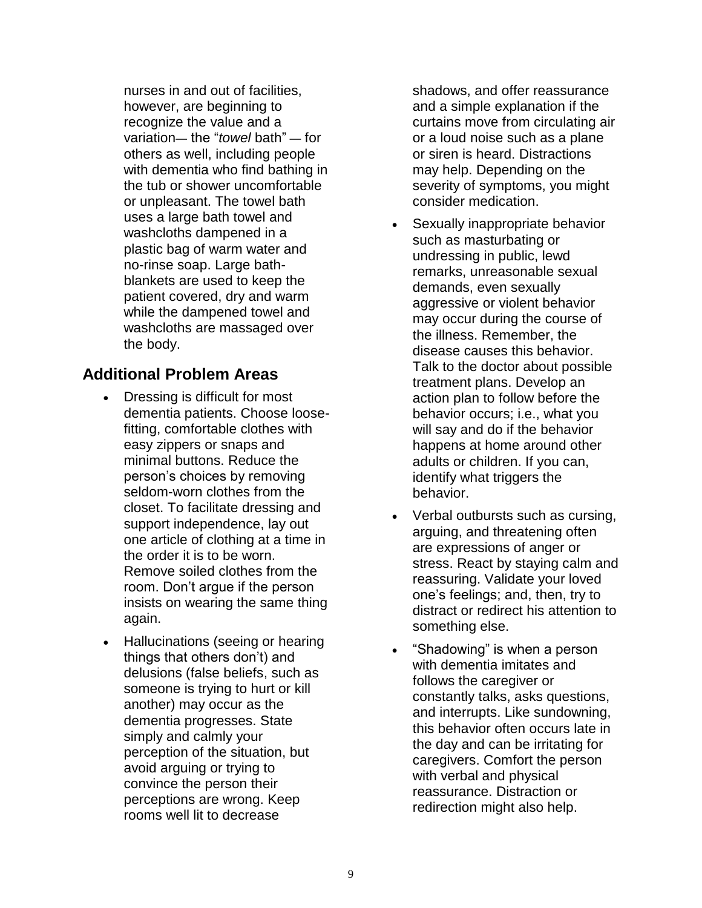nurses in and out of facilities, however, are beginning to recognize the value and a variation— the "*towel* bath" — for others as well, including people with dementia who find bathing in the tub or shower uncomfortable or unpleasant. The towel bath uses a large bath towel and washcloths dampened in a plastic bag of warm water and no-rinse soap. Large bath-blankets are used to keep the patient covered, dry and warm while the dampened towel and washcloths are massaged over the body.

## Additional Problem Areas

- Dressing is difficult for most dementia patients. Choose loose-fitting, comfortable clothes with easy zippers or snaps and minimal buttons. Reduce the person's choices by removing seldom-worn clothes from the closet. To facilitate dressing and support independence, lay out one article of clothing at a time in the order it is to be worn. Remove soiled clothes from the room. Don't argue if the person insists on wearing the same thing again.
- Hallucinations (seeing or hearing things that others don't) and delusions (false beliefs, such as someone is trying to hurt or kill another) may occur as the dementia progresses. State simply and calmly your perception of the situation, but avoid arguing or trying to convince the person their perceptions are wrong. Keep rooms well lit to decrease shadows, and offer reassurance and a simple explanation if the curtains move from circulating air or a loud noise such as a plane or siren is heard. Distractions may help. Depending on the severity of symptoms, you might consider medication.
- Sexually inappropriate behavior such as masturbating or undressing in public, lewd remarks, unreasonable sexual demands, even sexually aggressive or violent behavior may occur during the course of the illness. Remember, the disease causes this behavior. Talk to the doctor about possible treatment plans. Develop an action plan to follow before the behavior occurs; i.e., what you will say and do if the behavior happens at home around other adults or children. If you can, identify what triggers the behavior.
- Verbal outbursts such as cursing, arguing, and threatening often are expressions of anger or stress. React by staying calm and reassuring. Validate your loved one's feelings; and, then, try to distract or redirect his attention to something else.
- "Shadowing" is when a person with dementia imitates and follows the caregiver or constantly talks, asks questions, and interrupts. Like sundowning, this behavior often occurs late in the day and can be irritating for caregivers. Comfort the person with verbal and physical reassurance. Distraction or redirection might also help.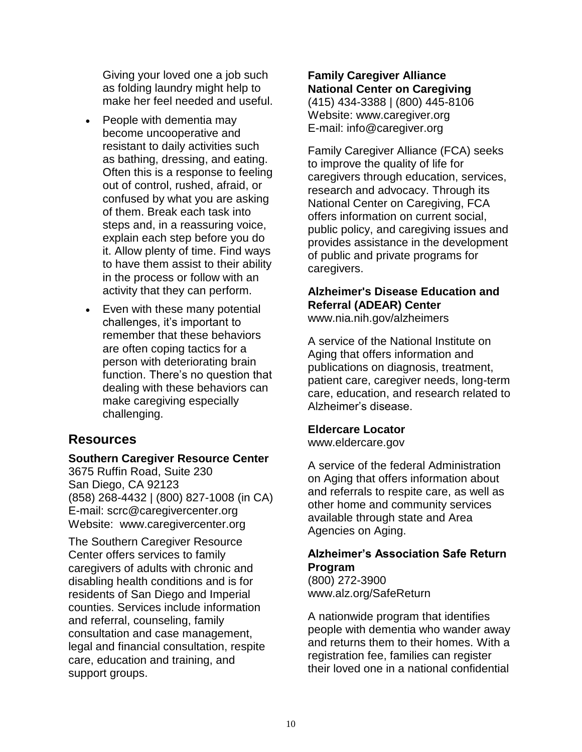Giving your loved one a job such as folding laundry might help to make her feel needed and useful.

- People with dementia may become uncooperative and resistant to daily activities such as bathing, dressing, and eating. Often this is a response to feeling out of control, rushed, afraid, or confused by what you are asking of them. Break each task into steps and, in a reassuring voice, explain each step before you do it. Allow plenty of time. Find ways to have them assist to their ability in the process or follow with an activity that they can perform.
- Even with these many potential challenges, it's important to remember that these behaviors are often coping tactics for a person with deteriorating brain function. There's no question that dealing with these behaviors can make caregiving especially challenging.

## Resources

**Southern Caregiver Resource Center**
3675 Ruffin Road, Suite 230
San Diego, CA 92123
(858) 268-4432 | (800) 827-1008 (in CA)
E-mail: scrc@caregivercenter.org
Website: www.caregivercenter.org

The Southern Caregiver Resource Center offers services to family caregivers of adults with chronic and disabling health conditions and is for residents of San Diego and Imperial counties. Services include information and referral, counseling, family consultation and case management, legal and financial consultation, respite care, education and training, and support groups.

**Family Caregiver Alliance**
**National Center on Caregiving**
(415) 434-3388 | (800) 445-8106
Website: www.caregiver.org
E-mail: info@caregiver.org

Family Caregiver Alliance (FCA) seeks to improve the quality of life for caregivers through education, services, research and advocacy. Through its National Center on Caregiving, FCA offers information on current social, public policy, and caregiving issues and provides assistance in the development of public and private programs for caregivers.

**Alzheimer's Disease Education and Referral (ADEAR) Center**
www.nia.nih.gov/alzheimers

A service of the National Institute on Aging that offers information and publications on diagnosis, treatment, patient care, caregiver needs, long-term care, education, and research related to Alzheimer's disease.

**Eldercare Locator**
www.eldercare.gov

A service of the federal Administration on Aging that offers information about and referrals to respite care, as well as other home and community services available through state and Area Agencies on Aging.

**Alzheimer's Association Safe Return Program**
(800) 272-3900
www.alz.org/SafeReturn

A nationwide program that identifies people with dementia who wander away and returns them to their homes. With a registration fee, families can register their loved one in a national confidential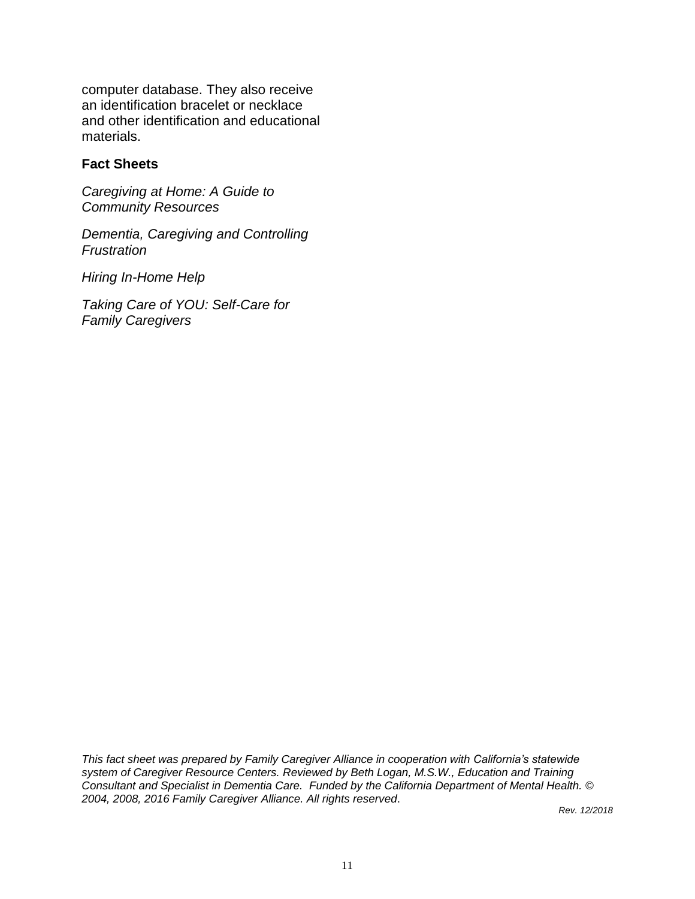computer database. They also receive an identification bracelet or necklace and other identification and educational materials.

### Fact Sheets

*Caregiving at Home: A Guide to Community Resources*

*Dementia, Caregiving and Controlling Frustration*

*Hiring In-Home Help*

*Taking Care of YOU: Self-Care for Family Caregivers*

*This fact sheet was prepared by Family Caregiver Alliance in cooperation with California's statewide system of Caregiver Resource Centers. Reviewed by Beth Logan, M.S.W., Education and Training Consultant and Specialist in Dementia Care. Funded by the California Department of Mental Health. © 2004, 2008, 2016 Family Caregiver Alliance. All rights reserved.*

*Rev. 12/2018*